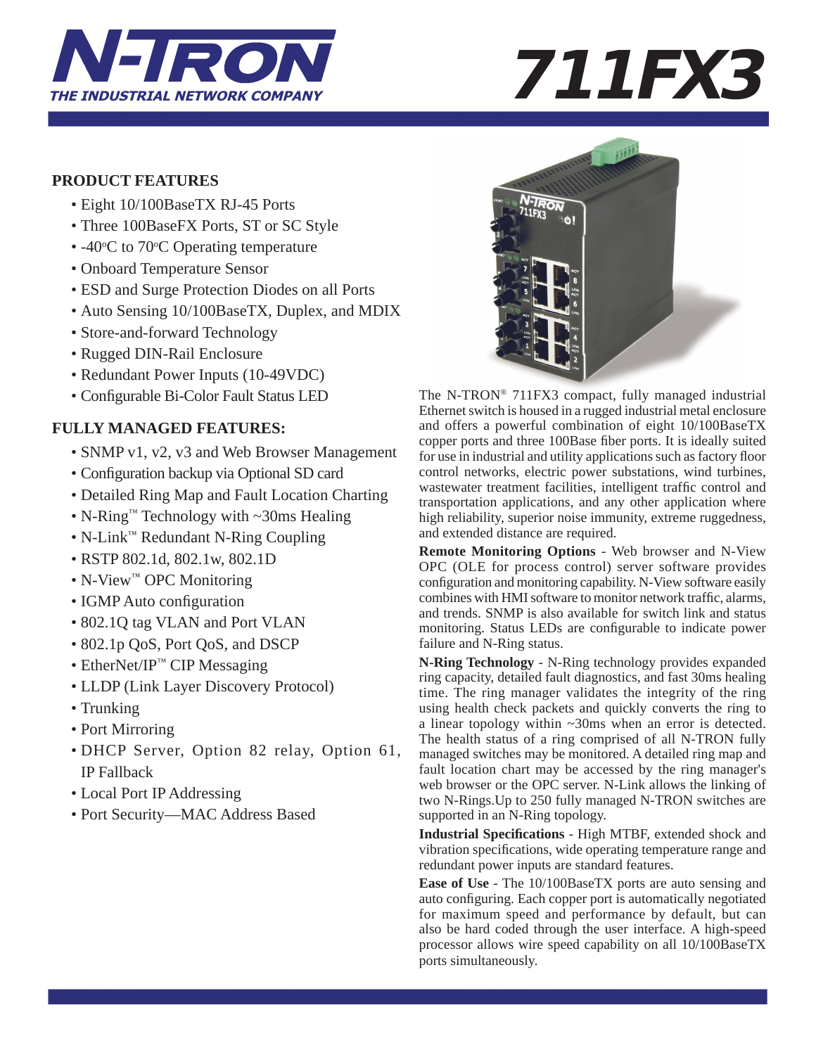# N-TRON

**THE INDUSTRIAL NETWORK COMPANY**

# 711FX3

## PRODUCT FEATURES

- Eight 10/100BaseTX RJ-45 Ports
- Three 100BaseFX Ports, ST or SC Style
- -40°C to 70°C Operating temperature
- Onboard Temperature Sensor
- ESD and Surge Protection Diodes on all Ports
- Auto Sensing 10/100BaseTX, Duplex, and MDIX
- Store-and-forward Technology
- Rugged DIN-Rail Enclosure
- Redundant Power Inputs (10-49VDC)
- Configurable Bi-Color Fault Status LED

## FULLY MANAGED FEATURES:

- SNMP v1, v2, v3 and Web Browser Management
- Configuration backup via Optional SD card
- Detailed Ring Map and Fault Location Charting
- N-Ring™ Technology with ~30ms Healing
- N-Link™ Redundant N-Ring Coupling
- RSTP 802.1d, 802.1w, 802.1D
- N-View™ OPC Monitoring
- IGMP Auto configuration
- 802.1Q tag VLAN and Port VLAN
- 802.1p QoS, Port QoS, and DSCP
- EtherNet/IP™ CIP Messaging
- LLDP (Link Layer Discovery Protocol)
- Trunking
- Port Mirroring
- DHCP Server, Option 82 relay, Option 61, IP Fallback
- Local Port IP Addressing
- Port Security—MAC Address Based

The N-TRON® 711FX3 compact, fully managed industrial Ethernet switch is housed in a rugged industrial metal enclosure and offers a powerful combination of eight 10/100BaseTX copper ports and three 100Base fiber ports. It is ideally suited for use in industrial and utility applications such as factory floor control networks, electric power substations, wind turbines, wastewater treatment facilities, intelligent traffic control and transportation applications, and any other application where high reliability, superior noise immunity, extreme ruggedness, and extended distance are required.

**Remote Monitoring Options** - Web browser and N-View OPC (OLE for process control) server software provides configuration and monitoring capability. N-View software easily combines with HMI software to monitor network traffic, alarms, and trends. SNMP is also available for switch link and status monitoring. Status LEDs are configurable to indicate power failure and N-Ring status.

**N-Ring Technology** - N-Ring technology provides expanded ring capacity, detailed fault diagnostics, and fast 30ms healing time. The ring manager validates the integrity of the ring using health check packets and quickly converts the ring to a linear topology within ~30ms when an error is detected. The health status of a ring comprised of all N-TRON fully managed switches may be monitored. A detailed ring map and fault location chart may be accessed by the ring manager's web browser or the OPC server. N-Link allows the linking of two N-Rings.Up to 250 fully managed N-TRON switches are supported in an N-Ring topology.

**Industrial Specifications** - High MTBF, extended shock and vibration specifications, wide operating temperature range and redundant power inputs are standard features.

**Ease of Use** - The 10/100BaseTX ports are auto sensing and auto configuring. Each copper port is automatically negotiated for maximum speed and performance by default, but can also be hard coded through the user interface. A high-speed processor allows wire speed capability on all 10/100BaseTX ports simultaneously.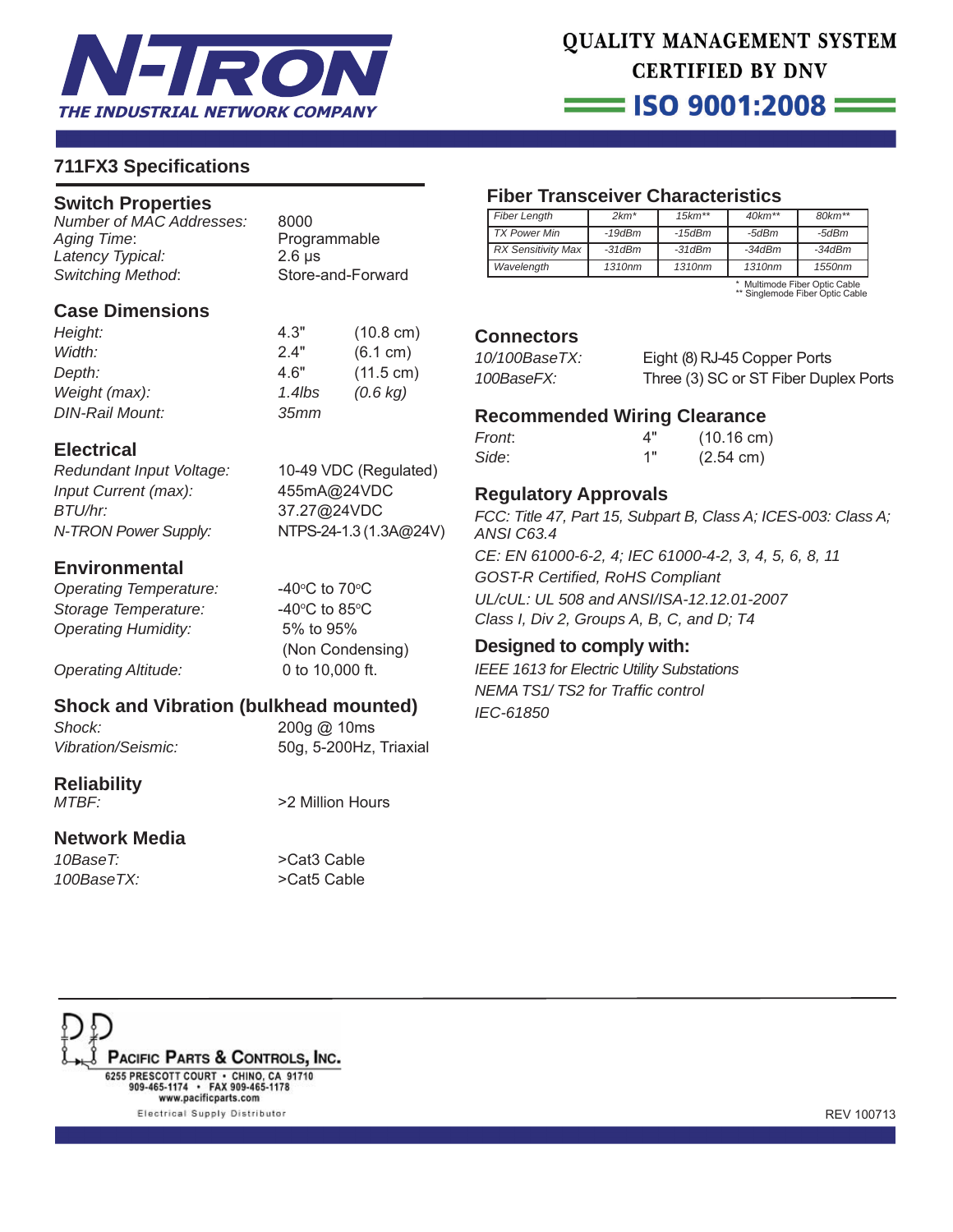# 711FX3 Specifications

## Switch Properties

| | |
|---|---|
| *Number of MAC Addresses:* | 8000 |
| *Aging Time:* | Programmable |
| *Latency Typical:* | 2.6 µs |
| *Switching Method:* | Store-and-Forward |

## Case Dimensions

| | | |
|---|---|---|
| *Height:* | 4.3" | (10.8 cm) |
| *Width:* | 2.4" | (6.1 cm) |
| *Depth:* | 4.6" | (11.5 cm) |
| *Weight (max):* | *1.4lbs* | *(0.6 kg)* |
| *DIN-Rail Mount:* | *35mm* | |

## Electrical

| | |
|---|---|
| *Redundant Input Voltage:* | 10-49 VDC (Regulated) |
| *Input Current (max):* | 455mA@24VDC |
| *BTU/hr:* | 37.27@24VDC |
| *N-TRON Power Supply:* | NTPS-24-1.3 (1.3A@24V) |

## Environmental

| | |
|---|---|
| *Operating Temperature:* | -40°C to 70°C |
| *Storage Temperature:* | -40°C to 85°C |
| *Operating Humidity:* | 5% to 95% (Non Condensing) |
| *Operating Altitude:* | 0 to 10,000 ft. |

## Shock and Vibration (bulkhead mounted)

| | |
|---|---|
| *Shock:* | 200g @ 10ms |
| *Vibration/Seismic:* | 50g, 5-200Hz, Triaxial |

## Reliability

| | |
|---|---|
| *MTBF:* | >2 Million Hours |

## Network Media

| | |
|---|---|
| *10BaseT:* | >Cat3 Cable |
| *100BaseTX:* | >Cat5 Cable |

## Fiber Transceiver Characteristics

| *Fiber Length* | *2km** | *15km*** | *40km*** | *80km*** |
|---|---|---|---|---|
| *TX Power Min* | *-19dBm* | *-15dBm* | *-5dBm* | *-5dBm* |
| *RX Sensitivity Max* | *-31dBm* | *-31dBm* | *-34dBm* | *-34dBm* |
| *Wavelength* | *1310nm* | *1310nm* | *1310nm* | *1550nm* |

\* Multimode Fiber Optic Cable
\*\* Singlemode Fiber Optic Cable

## Connectors

| | |
|---|---|
| *10/100BaseTX:* | Eight (8) RJ-45 Copper Ports |
| *100BaseFX:* | Three (3) SC or ST Fiber Duplex Ports |

## Recommended Wiring Clearance

| | | |
|---|---|---|
| *Front:* | 4" | (10.16 cm) |
| *Side:* | 1" | (2.54 cm) |

## Regulatory Approvals

*FCC: Title 47, Part 15, Subpart B, Class A; ICES-003: Class A; ANSI C63.4*

*CE: EN 61000-6-2, 4; IEC 61000-4-2, 3, 4, 5, 6, 8, 11*

*GOST-R Certified, RoHS Compliant*

*UL/cUL: UL 508 and ANSI/ISA-12.12.01-2007*

*Class I, Div 2, Groups A, B, C, and D; T4*

## Designed to comply with:

*IEEE 1613 for Electric Utility Substations*

*NEMA TS1/ TS2 for Traffic control*

*IEC-61850*

PACIFIC PARTS & CONTROLS, INC.
6255 PRESCOTT COURT • CHINO, CA 91710
909-465-1174 • FAX 909-465-1178
www.pacificparts.com
Electrical Supply Distributor

REV 100713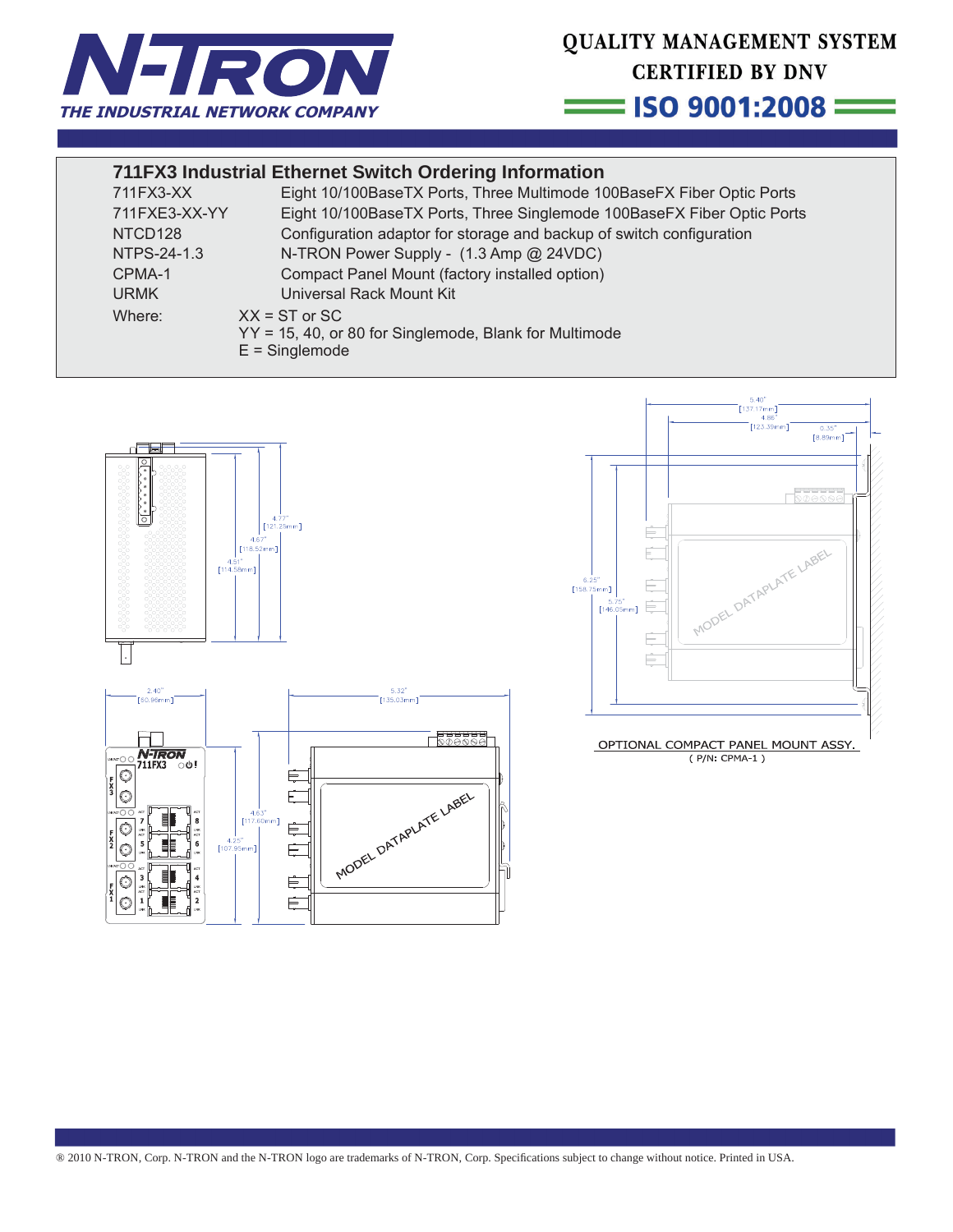## 711FX3 Industrial Ethernet Switch Ordering Information

| | |
|---|---|
| 711FX3-XX | Eight 10/100BaseTX Ports, Three Multimode 100BaseFX Fiber Optic Ports |
| 711FXE3-XX-YY | Eight 10/100BaseTX Ports, Three Singlemode 100BaseFX Fiber Optic Ports |
| NTCD128 | Configuration adaptor for storage and backup of switch configuration |
| NTPS-24-1.3 | N-TRON Power Supply - (1.3 Amp @ 24VDC) |
| CPMA-1 | Compact Panel Mount (factory installed option) |
| URMK | Universal Rack Mount Kit |

Where:
XX = ST or SC
YY = 15, 40, or 80 for Singlemode, Blank for Multimode
E = Singlemode

4.77"
[121.25mm]
4.67"
[118.52mm]
4.51"
[114.58mm]

2.40"
[60.96mm]

5.32"
[135.03mm]

4.63"
[117.60mm]
4.25"
[107.95mm]

MODEL DATAPLATE LABEL

5.40"
[137.17mm]
4.86"
[123.39mm]
0.35"
[8.89mm]

6.25"
[158.75mm]
5.75"
[146.05mm]

MODEL DATAPLATE LABEL

OPTIONAL COMPACT PANEL MOUNT ASSY.
( P/N: CPMA-1 )

® 2010 N-TRON, Corp. N-TRON and the N-TRON logo are trademarks of N-TRON, Corp. Specifications subject to change without notice. Printed in USA.